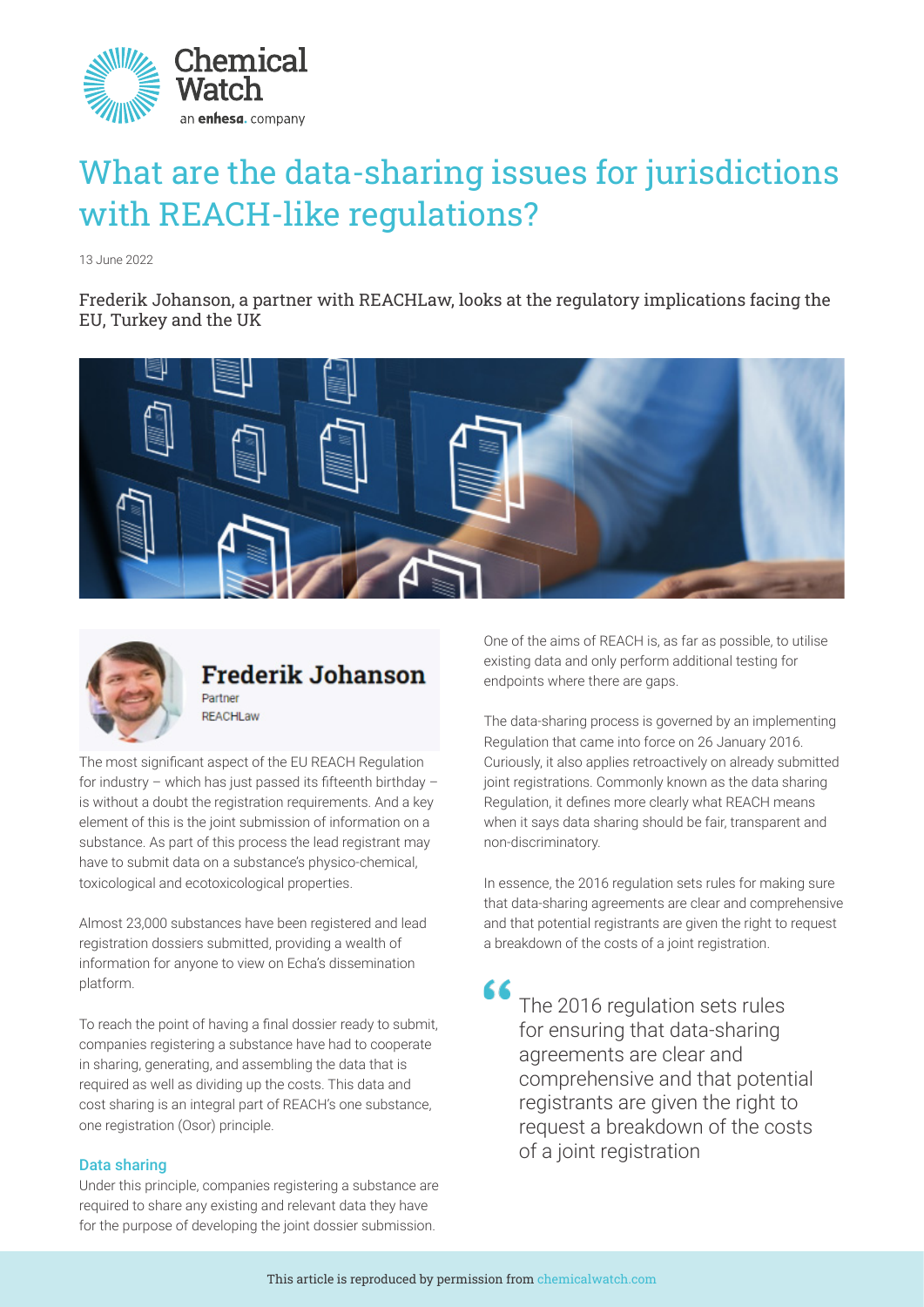# What are the data-sharing issues for jurisdictions with REACH-like regulations?

13 June 2022

Frederik Johanson, a partner with REACHLaw, looks at the regulatory implications facing the EU, Turkey and the UK

**Frederik Johanson**
Partner
REACHLaw

The most significant aspect of the EU REACH Regulation for industry – which has just passed its fifteenth birthday – is without a doubt the registration requirements. And a key element of this is the joint submission of information on a substance. As part of this process the lead registrant may have to submit data on a substance's physico-chemical, toxicological and ecotoxicological properties.

Almost 23,000 substances have been registered and lead registration dossiers submitted, providing a wealth of information for anyone to view on Echa's dissemination platform.

To reach the point of having a final dossier ready to submit, companies registering a substance have had to cooperate in sharing, generating, and assembling the data that is required as well as dividing up the costs. This data and cost sharing is an integral part of REACH's one substance, one registration (Osor) principle.

## Data sharing

Under this principle, companies registering a substance are required to share any existing and relevant data they have for the purpose of developing the joint dossier submission. One of the aims of REACH is, as far as possible, to utilise existing data and only perform additional testing for endpoints where there are gaps.

The data-sharing process is governed by an implementing Regulation that came into force on 26 January 2016. Curiously, it also applies retroactively on already submitted joint registrations. Commonly known as the data sharing Regulation, it defines more clearly what REACH means when it says data sharing should be fair, transparent and non-discriminatory.

In essence, the 2016 regulation sets rules for making sure that data-sharing agreements are clear and comprehensive and that potential registrants are given the right to request a breakdown of the costs of a joint registration.

> The 2016 regulation sets rules for ensuring that data-sharing agreements are clear and comprehensive and that potential registrants are given the right to request a breakdown of the costs of a joint registration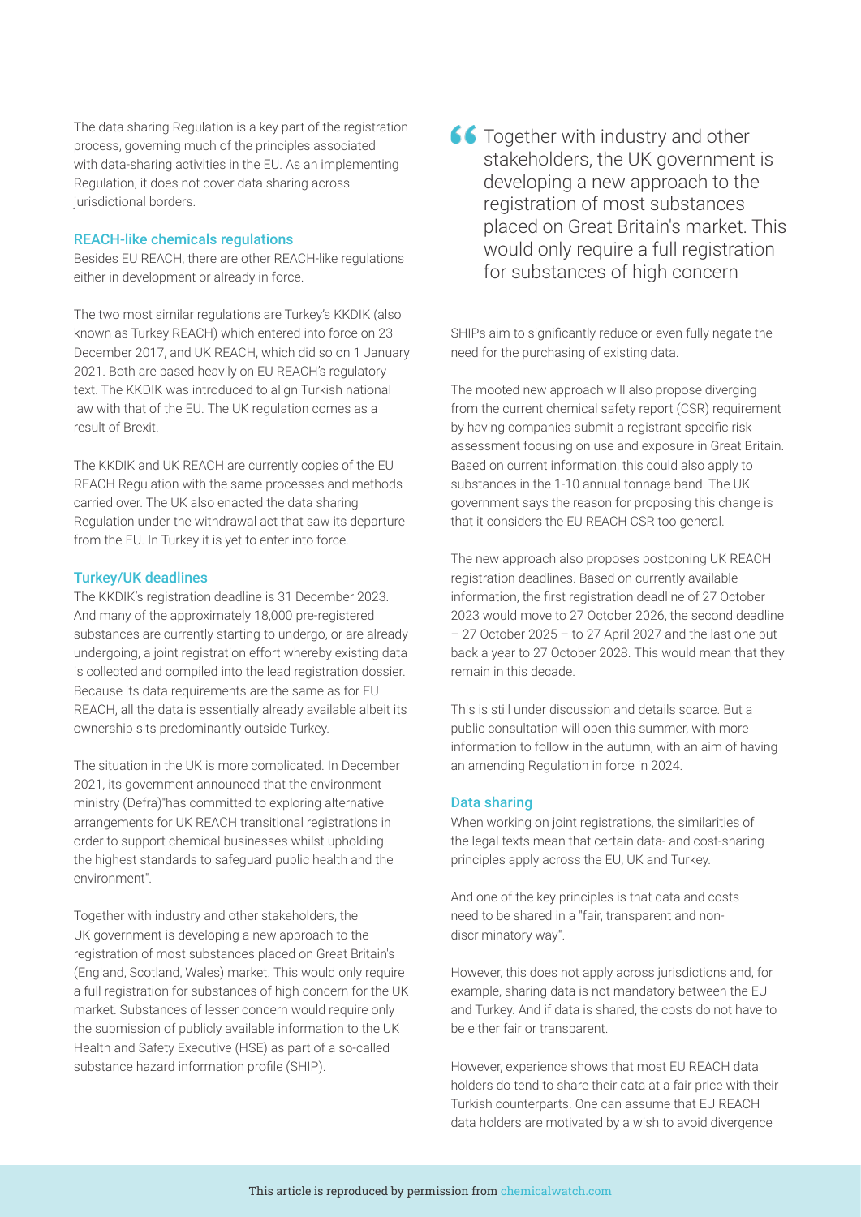The data sharing Regulation is a key part of the registration process, governing much of the principles associated with data-sharing activities in the EU. As an implementing Regulation, it does not cover data sharing across jurisdictional borders.

### REACH-like chemicals regulations

Besides EU REACH, there are other REACH-like regulations either in development or already in force.

The two most similar regulations are Turkey's KKDIK (also known as Turkey REACH) which entered into force on 23 December 2017, and UK REACH, which did so on 1 January 2021. Both are based heavily on EU REACH's regulatory text. The KKDIK was introduced to align Turkish national law with that of the EU. The UK regulation comes as a result of Brexit.

The KKDIK and UK REACH are currently copies of the EU REACH Regulation with the same processes and methods carried over. The UK also enacted the data sharing Regulation under the withdrawal act that saw its departure from the EU. In Turkey it is yet to enter into force.

### Turkey/UK deadlines

The KKDIK's registration deadline is 31 December 2023. And many of the approximately 18,000 pre-registered substances are currently starting to undergo, or are already undergoing, a joint registration effort whereby existing data is collected and compiled into the lead registration dossier. Because its data requirements are the same as for EU REACH, all the data is essentially already available albeit its ownership sits predominantly outside Turkey.

The situation in the UK is more complicated. In December 2021, its government announced that the environment ministry (Defra)"has committed to exploring alternative arrangements for UK REACH transitional registrations in order to support chemical businesses whilst upholding the highest standards to safeguard public health and the environment".

Together with industry and other stakeholders, the UK government is developing a new approach to the registration of most substances placed on Great Britain's (England, Scotland, Wales) market. This would only require a full registration for substances of high concern for the UK market. Substances of lesser concern would require only the submission of publicly available information to the UK Health and Safety Executive (HSE) as part of a so-called substance hazard information profile (SHIP).

> “Together with industry and other stakeholders, the UK government is developing a new approach to the registration of most substances placed on Great Britain's market. This would only require a full registration for substances of high concern

SHIPs aim to significantly reduce or even fully negate the need for the purchasing of existing data.

The mooted new approach will also propose diverging from the current chemical safety report (CSR) requirement by having companies submit a registrant specific risk assessment focusing on use and exposure in Great Britain. Based on current information, this could also apply to substances in the 1-10 annual tonnage band. The UK government says the reason for proposing this change is that it considers the EU REACH CSR too general.

The new approach also proposes postponing UK REACH registration deadlines. Based on currently available information, the first registration deadline of 27 October 2023 would move to 27 October 2026, the second deadline – 27 October 2025 – to 27 April 2027 and the last one put back a year to 27 October 2028. This would mean that they remain in this decade.

This is still under discussion and details scarce. But a public consultation will open this summer, with more information to follow in the autumn, with an aim of having an amending Regulation in force in 2024.

### Data sharing

When working on joint registrations, the similarities of the legal texts mean that certain data- and cost-sharing principles apply across the EU, UK and Turkey.

And one of the key principles is that data and costs need to be shared in a "fair, transparent and non-discriminatory way".

However, this does not apply across jurisdictions and, for example, sharing data is not mandatory between the EU and Turkey. And if data is shared, the costs do not have to be either fair or transparent.

However, experience shows that most EU REACH data holders do tend to share their data at a fair price with their Turkish counterparts. One can assume that EU REACH data holders are motivated by a wish to avoid divergence

This article is reproduced by permission from chemicalwatch.com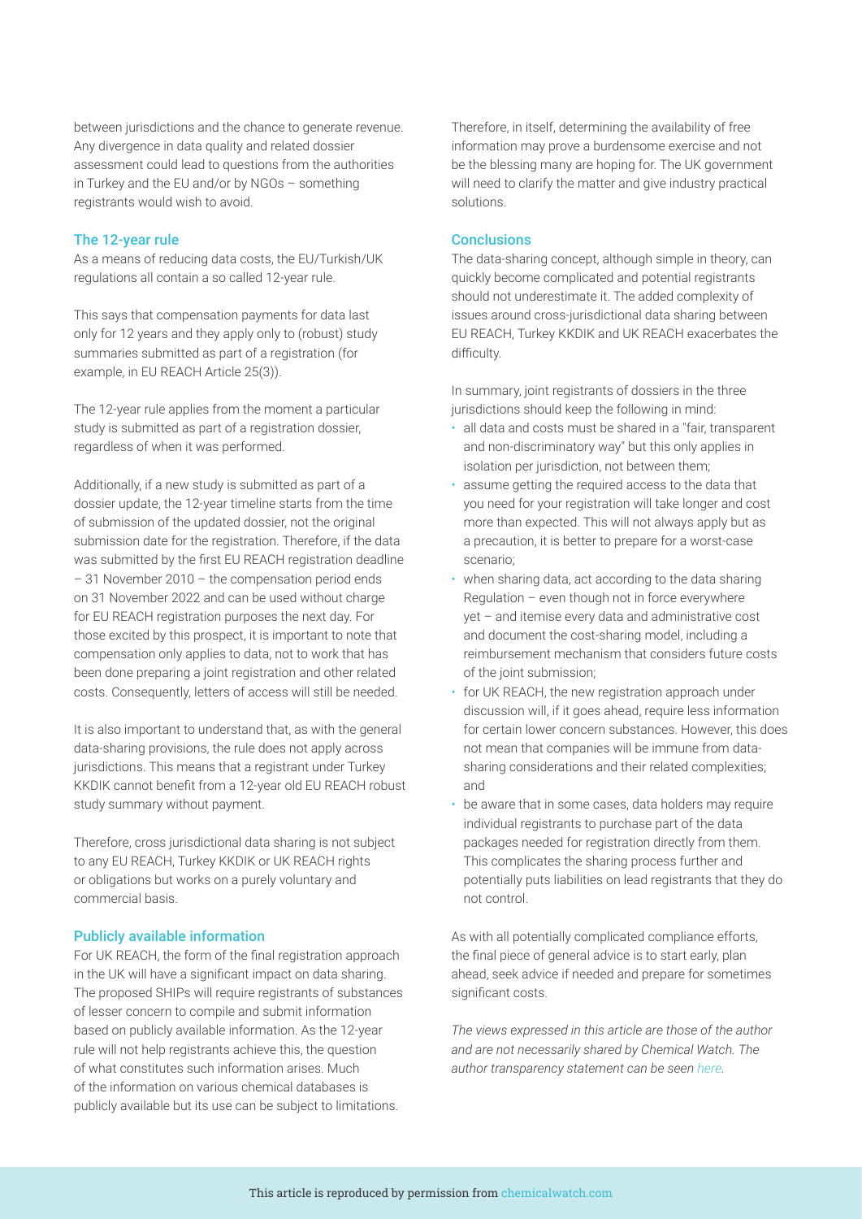between jurisdictions and the chance to generate revenue. Any divergence in data quality and related dossier assessment could lead to questions from the authorities in Turkey and the EU and/or by NGOs – something registrants would wish to avoid.

### The 12-year rule

As a means of reducing data costs, the EU/Turkish/UK regulations all contain a so called 12-year rule.

This says that compensation payments for data last only for 12 years and they apply only to (robust) study summaries submitted as part of a registration (for example, in EU REACH Article 25(3)).

The 12-year rule applies from the moment a particular study is submitted as part of a registration dossier, regardless of when it was performed.

Additionally, if a new study is submitted as part of a dossier update, the 12-year timeline starts from the time of submission of the updated dossier, not the original submission date for the registration. Therefore, if the data was submitted by the first EU REACH registration deadline – 31 November 2010 – the compensation period ends on 31 November 2022 and can be used without charge for EU REACH registration purposes the next day. For those excited by this prospect, it is important to note that compensation only applies to data, not to work that has been done preparing a joint registration and other related costs. Consequently, letters of access will still be needed.

It is also important to understand that, as with the general data-sharing provisions, the rule does not apply across jurisdictions. This means that a registrant under Turkey KKDIK cannot benefit from a 12-year old EU REACH robust study summary without payment.

Therefore, cross jurisdictional data sharing is not subject to any EU REACH, Turkey KKDIK or UK REACH rights or obligations but works on a purely voluntary and commercial basis.

### Publicly available information

For UK REACH, the form of the final registration approach in the UK will have a significant impact on data sharing. The proposed SHIPs will require registrants of substances of lesser concern to compile and submit information based on publicly available information. As the 12-year rule will not help registrants achieve this, the question of what constitutes such information arises. Much of the information on various chemical databases is publicly available but its use can be subject to limitations.

Therefore, in itself, determining the availability of free information may prove a burdensome exercise and not be the blessing many are hoping for. The UK government will need to clarify the matter and give industry practical solutions.

### Conclusions

The data-sharing concept, although simple in theory, can quickly become complicated and potential registrants should not underestimate it. The added complexity of issues around cross-jurisdictional data sharing between EU REACH, Turkey KKDIK and UK REACH exacerbates the difficulty.

In summary, joint registrants of dossiers in the three jurisdictions should keep the following in mind:

- all data and costs must be shared in a "fair, transparent and non-discriminatory way" but this only applies in isolation per jurisdiction, not between them;
- assume getting the required access to the data that you need for your registration will take longer and cost more than expected. This will not always apply but as a precaution, it is better to prepare for a worst-case scenario;
- when sharing data, act according to the data sharing Regulation – even though not in force everywhere yet – and itemise every data and administrative cost and document the cost-sharing model, including a reimbursement mechanism that considers future costs of the joint submission;
- for UK REACH, the new registration approach under discussion will, if it goes ahead, require less information for certain lower concern substances. However, this does not mean that companies will be immune from data-sharing considerations and their related complexities; and
- be aware that in some cases, data holders may require individual registrants to purchase part of the data packages needed for registration directly from them. This complicates the sharing process further and potentially puts liabilities on lead registrants that they do not control.

As with all potentially complicated compliance efforts, the final piece of general advice is to start early, plan ahead, seek advice if needed and prepare for sometimes significant costs.

*The views expressed in this article are those of the author and are not necessarily shared by Chemical Watch. The author transparency statement can be seen here.*

This article is reproduced by permission from chemicalwatch.com